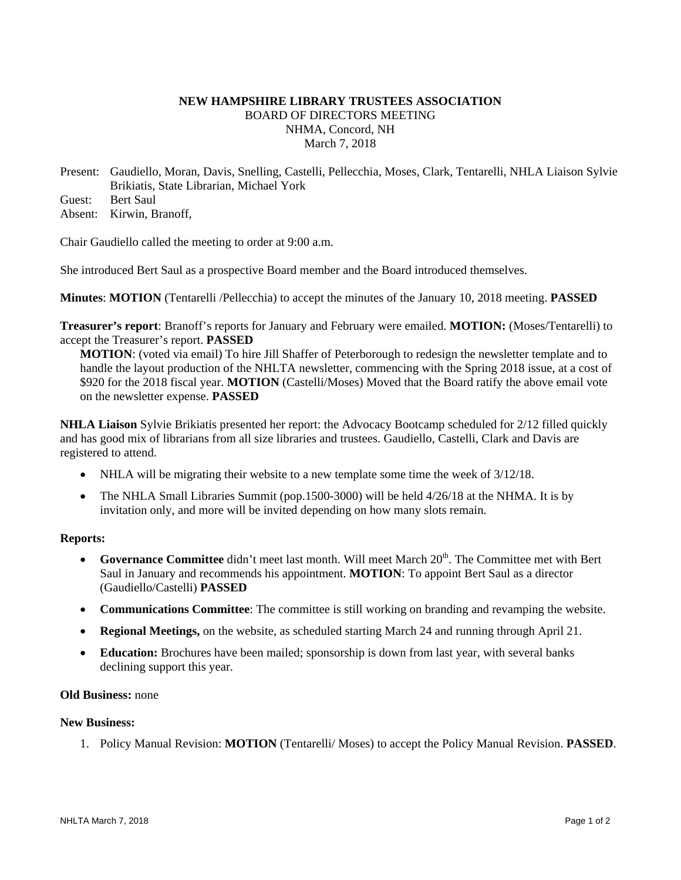**NEW HAMPSHIRE LIBRARY TRUSTEES ASSOCIATION**
BOARD OF DIRECTORS MEETING
NHMA, Concord, NH
March 7, 2018

Present: Gaudiello, Moran, Davis, Snelling, Castelli, Pellecchia, Moses, Clark, Tentarelli, NHLA Liaison Sylvie Brikiatis, State Librarian, Michael York
Guest: Bert Saul
Absent: Kirwin, Branoff,

Chair Gaudiello called the meeting to order at 9:00 a.m.

She introduced Bert Saul as a prospective Board member and the Board introduced themselves.

**Minutes**: **MOTION** (Tentarelli /Pellecchia) to accept the minutes of the January 10, 2018 meeting. **PASSED**

**Treasurer's report**: Branoff's reports for January and February were emailed. **MOTION:** (Moses/Tentarelli) to accept the Treasurer's report. **PASSED**

**MOTION**: (voted via email) To hire Jill Shaffer of Peterborough to redesign the newsletter template and to handle the layout production of the NHLTA newsletter, commencing with the Spring 2018 issue, at a cost of $920 for the 2018 fiscal year. **MOTION** (Castelli/Moses) Moved that the Board ratify the above email vote on the newsletter expense. **PASSED**

**NHLA Liaison** Sylvie Brikiatis presented her report: the Advocacy Bootcamp scheduled for 2/12 filled quickly and has good mix of librarians from all size libraries and trustees. Gaudiello, Castelli, Clark and Davis are registered to attend.

- NHLA will be migrating their website to a new template some time the week of 3/12/18.
- The NHLA Small Libraries Summit (pop.1500-3000) will be held 4/26/18 at the NHMA. It is by invitation only, and more will be invited depending on how many slots remain.

**Reports:**

- **Governance Committee** didn't meet last month. Will meet March 20th. The Committee met with Bert Saul in January and recommends his appointment. **MOTION**: To appoint Bert Saul as a director (Gaudiello/Castelli) **PASSED**
- **Communications Committee**: The committee is still working on branding and revamping the website.
- **Regional Meetings,** on the website, as scheduled starting March 24 and running through April 21.
- **Education:** Brochures have been mailed; sponsorship is down from last year, with several banks declining support this year.

**Old Business:** none

**New Business:**

1. Policy Manual Revision: **MOTION** (Tentarelli/ Moses) to accept the Policy Manual Revision. **PASSED**.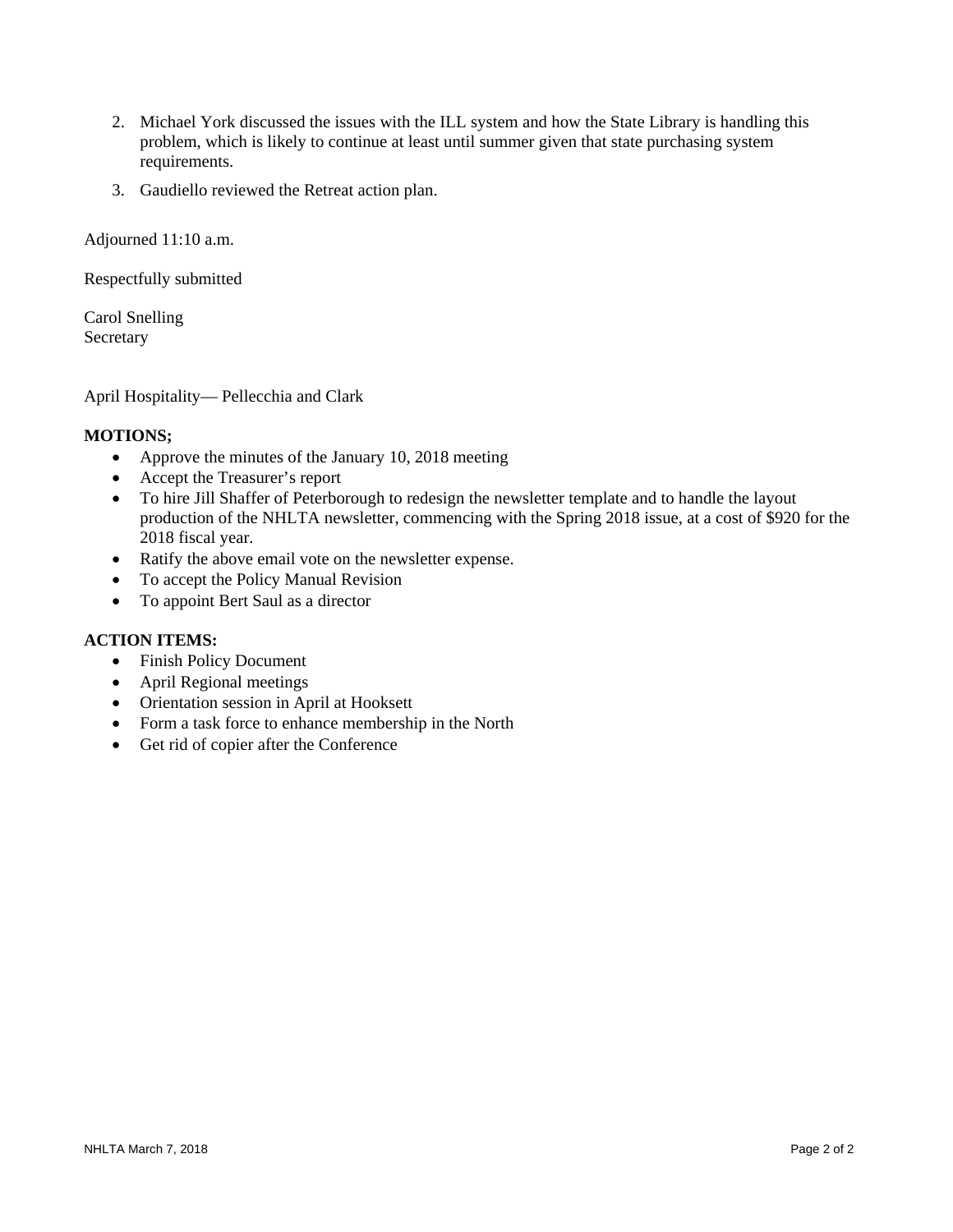2. Michael York discussed the issues with the ILL system and how the State Library is handling this problem, which is likely to continue at least until summer given that state purchasing system requirements.
3. Gaudiello reviewed the Retreat action plan.

Adjourned 11:10 a.m.

Respectfully submitted

Carol Snelling
Secretary

April Hospitality— Pellecchia and Clark

**MOTIONS;**

- Approve the minutes of the January 10, 2018 meeting
- Accept the Treasurer's report
- To hire Jill Shaffer of Peterborough to redesign the newsletter template and to handle the layout production of the NHLTA newsletter, commencing with the Spring 2018 issue, at a cost of $920 for the 2018 fiscal year.
- Ratify the above email vote on the newsletter expense.
- To accept the Policy Manual Revision
- To appoint Bert Saul as a director

**ACTION ITEMS:**

- Finish Policy Document
- April Regional meetings
- Orientation session in April at Hooksett
- Form a task force to enhance membership in the North
- Get rid of copier after the Conference